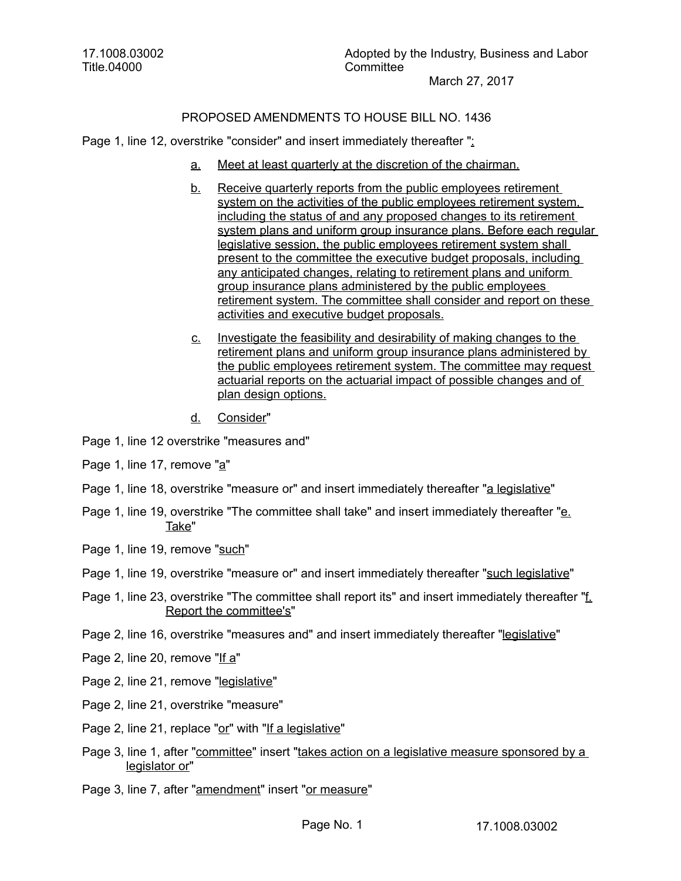17.1008.03002
Title.04000

Adopted by the Industry, Business and Labor Committee
March 27, 2017

PROPOSED AMENDMENTS TO HOUSE BILL NO. 1436

Page 1, line 12, overstrike "consider" and insert immediately thereafter ":

a. Meet at least quarterly at the discretion of the chairman.

b. Receive quarterly reports from the public employees retirement system on the activities of the public employees retirement system, including the status of and any proposed changes to its retirement system plans and uniform group insurance plans. Before each regular legislative session, the public employees retirement system shall present to the committee the executive budget proposals, including any anticipated changes, relating to retirement plans and uniform group insurance plans administered by the public employees retirement system. The committee shall consider and report on these activities and executive budget proposals.

c. Investigate the feasibility and desirability of making changes to the retirement plans and uniform group insurance plans administered by the public employees retirement system. The committee may request actuarial reports on the actuarial impact of possible changes and of plan design options.

d. Consider"

Page 1, line 12 overstrike "measures and"

Page 1, line 17, remove "a"

Page 1, line 18, overstrike "measure or" and insert immediately thereafter "a legislative"

Page 1, line 19, overstrike "The committee shall take" and insert immediately thereafter "e. Take"

Page 1, line 19, remove "such"

Page 1, line 19, overstrike "measure or" and insert immediately thereafter "such legislative"

Page 1, line 23, overstrike "The committee shall report its" and insert immediately thereafter "f. Report the committee's"

Page 2, line 16, overstrike "measures and" and insert immediately thereafter "legislative"

Page 2, line 20, remove "If a"

Page 2, line 21, remove "legislative"

Page 2, line 21, overstrike "measure"

Page 2, line 21, replace "or" with "If a legislative"

Page 3, line 1, after "committee" insert "takes action on a legislative measure sponsored by a legislator or"

Page 3, line 7, after "amendment" insert "or measure"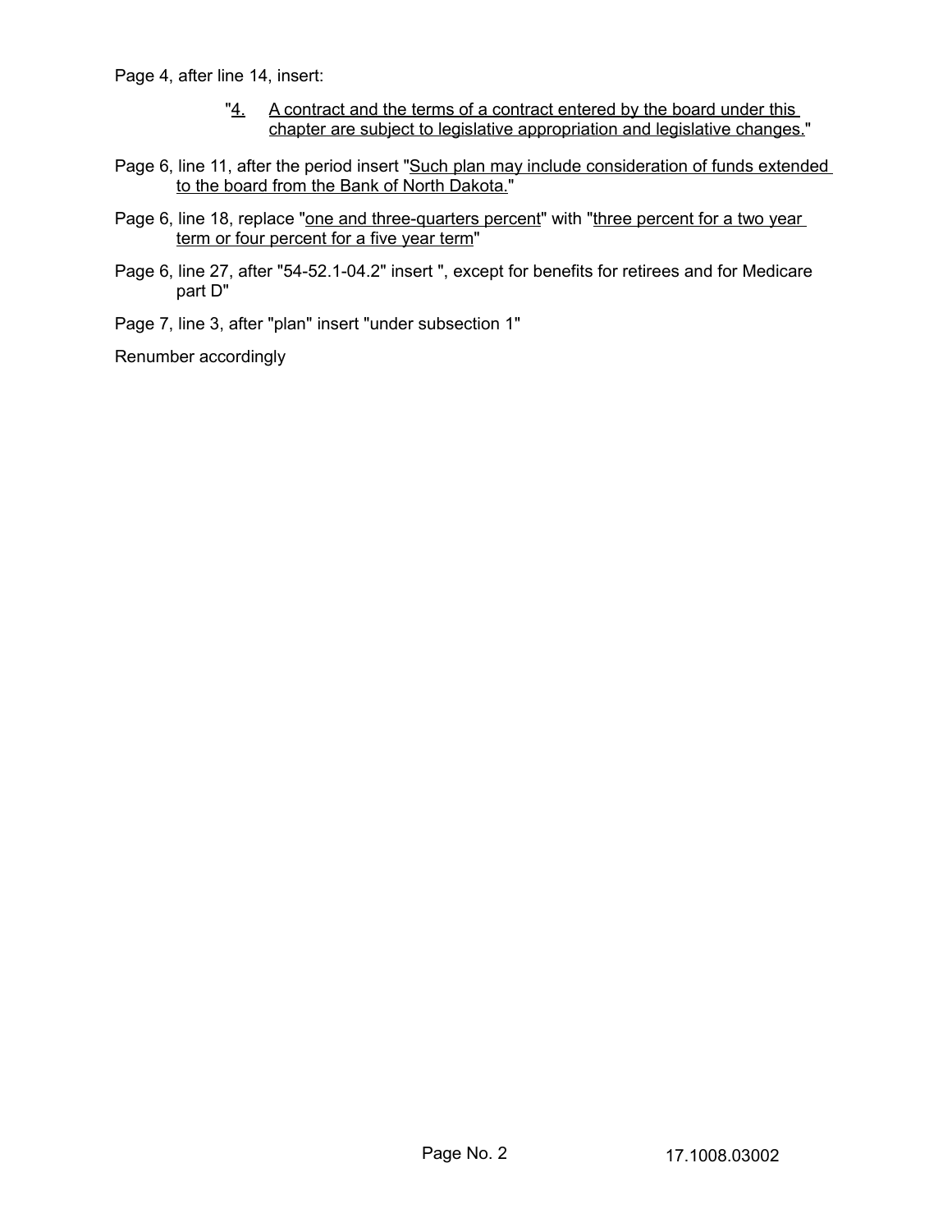Page 4, after line 14, insert:

> "4. A contract and the terms of a contract entered by the board under this chapter are subject to legislative appropriation and legislative changes."

Page 6, line 11, after the period insert "Such plan may include consideration of funds extended to the board from the Bank of North Dakota."

Page 6, line 18, replace "one and three-quarters percent" with "three percent for a two year term or four percent for a five year term"

Page 6, line 27, after "54-52.1-04.2" insert ", except for benefits for retirees and for Medicare part D"

Page 7, line 3, after "plan" insert "under subsection 1"

Renumber accordingly

17.1008.03002